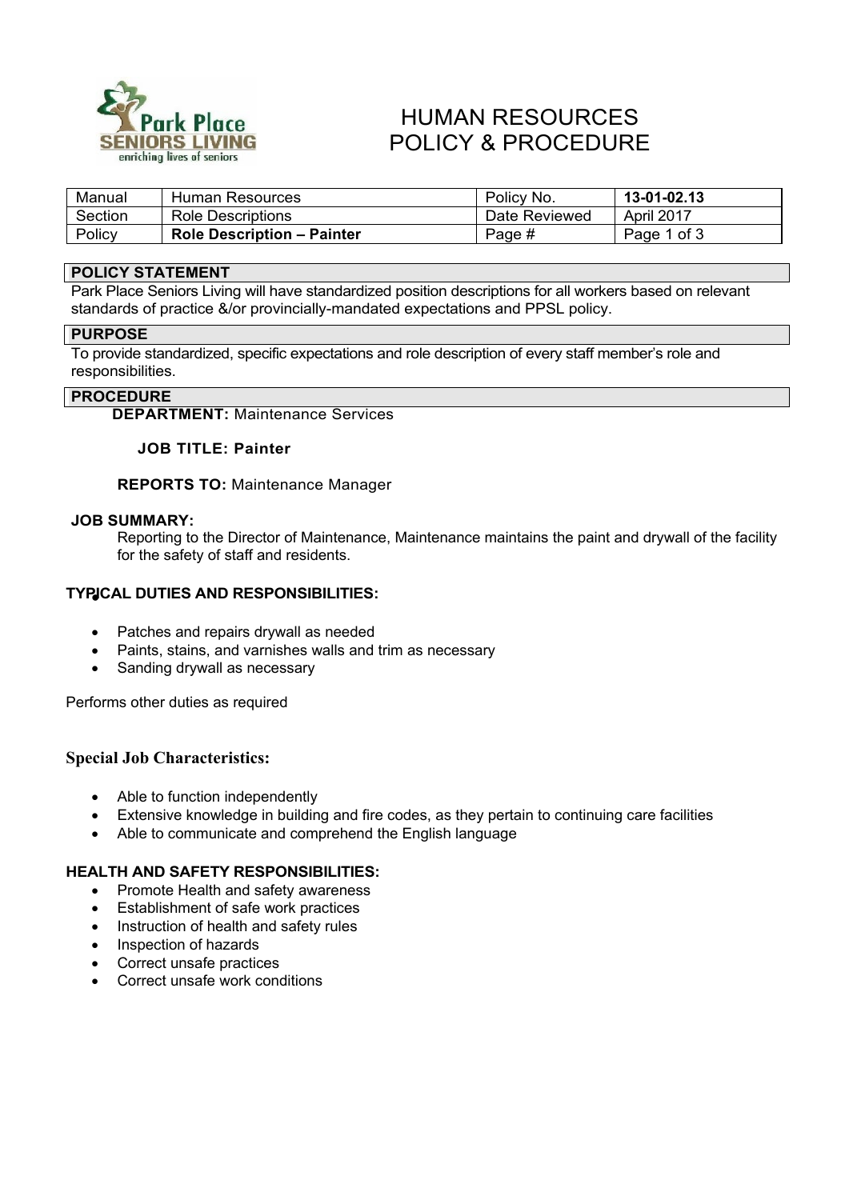# HUMAN RESOURCES
# POLICY & PROCEDURE

| Manual | Human Resources | Policy No. | **13-01-02.13** |
|---|---|---|---|
| Section | Role Descriptions | Date Reviewed | April 2017 |
| Policy | **Role Description – Painter** | Page # | Page 1 of 3 |

## POLICY STATEMENT

Park Place Seniors Living will have standardized position descriptions for all workers based on relevant standards of practice &/or provincially-mandated expectations and PPSL policy.

## PURPOSE

To provide standardized, specific expectations and role description of every staff member's role and responsibilities.

## PROCEDURE

**DEPARTMENT:** Maintenance Services

**JOB TITLE: Painter**

**REPORTS TO:** Maintenance Manager

**JOB SUMMARY:**

Reporting to the Director of Maintenance, Maintenance maintains the paint and drywall of the facility for the safety of staff and residents.

**TYPICAL DUTIES AND RESPONSIBILITIES:**

- Patches and repairs drywall as needed
- Paints, stains, and varnishes walls and trim as necessary
- Sanding drywall as necessary

Performs other duties as required

**Special Job Characteristics:**

- Able to function independently
- Extensive knowledge in building and fire codes, as they pertain to continuing care facilities
- Able to communicate and comprehend the English language

**HEALTH AND SAFETY RESPONSIBILITIES:**

- Promote Health and safety awareness
- Establishment of safe work practices
- Instruction of health and safety rules
- Inspection of hazards
- Correct unsafe practices
- Correct unsafe work conditions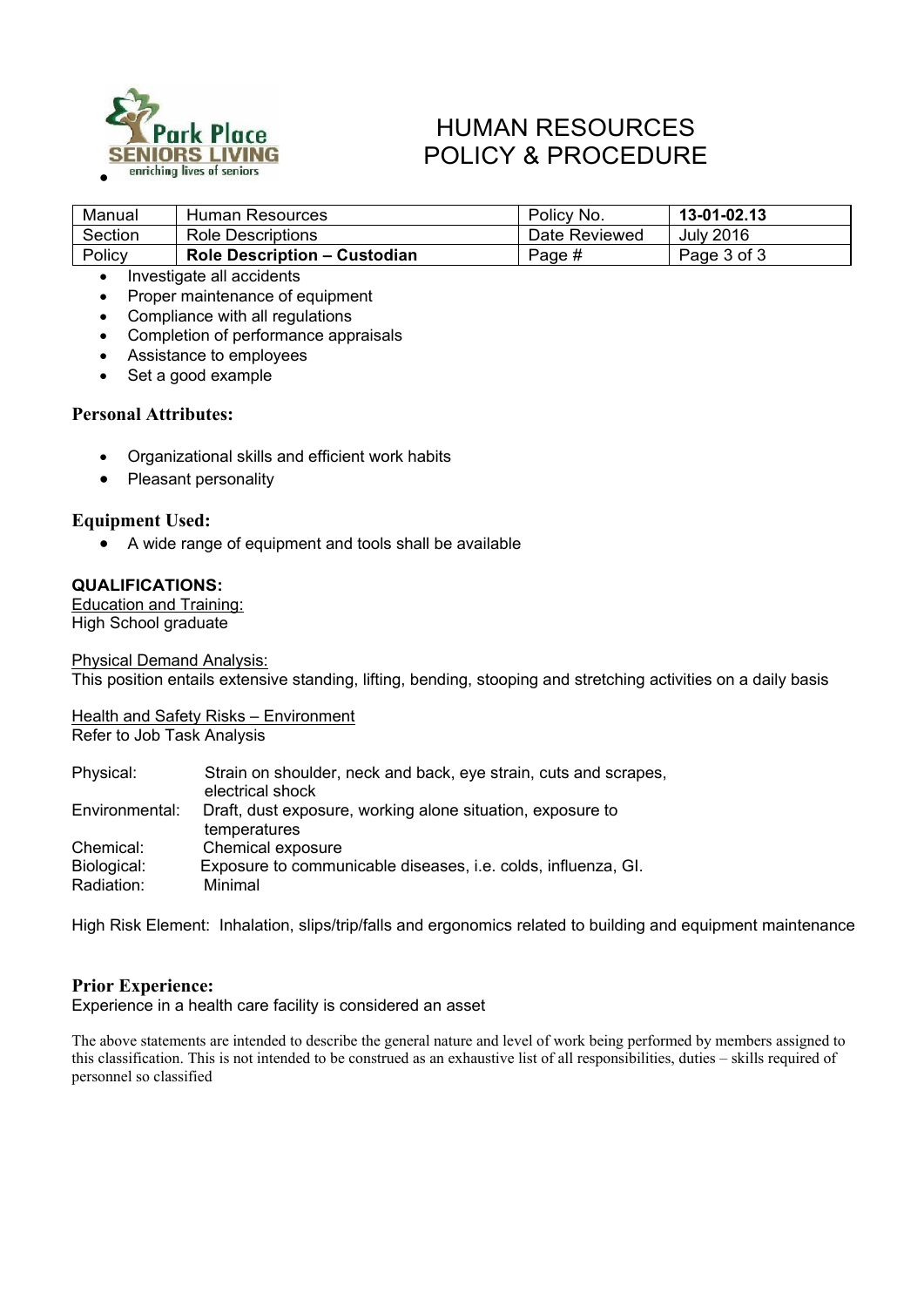# HUMAN RESOURCES POLICY & PROCEDURE

| | | | |
|---|---|---|---|
| Manual | Human Resources | Policy No. | **13-01-02.13** |
| Section | Role Descriptions | Date Reviewed | July 2016 |
| Policy | **Role Description – Custodian** | Page # | Page 3 of 3 |

- Investigate all accidents
- Proper maintenance of equipment
- Compliance with all regulations
- Completion of performance appraisals
- Assistance to employees
- Set a good example

### Personal Attributes:

- Organizational skills and efficient work habits
- Pleasant personality

### Equipment Used:

- A wide range of equipment and tools shall be available

**QUALIFICATIONS:**

Education and Training:
High School graduate

Physical Demand Analysis:
This position entails extensive standing, lifting, bending, stooping and stretching activities on a daily basis

Health and Safety Risks – Environment
Refer to Job Task Analysis

Physical: Strain on shoulder, neck and back, eye strain, cuts and scrapes, electrical shock
Environmental: Draft, dust exposure, working alone situation, exposure to temperatures
Chemical: Chemical exposure
Biological: Exposure to communicable diseases, i.e. colds, influenza, GI.
Radiation: Minimal

High Risk Element: Inhalation, slips/trip/falls and ergonomics related to building and equipment maintenance

### Prior Experience:

Experience in a health care facility is considered an asset

The above statements are intended to describe the general nature and level of work being performed by members assigned to this classification. This is not intended to be construed as an exhaustive list of all responsibilities, duties – skills required of personnel so classified